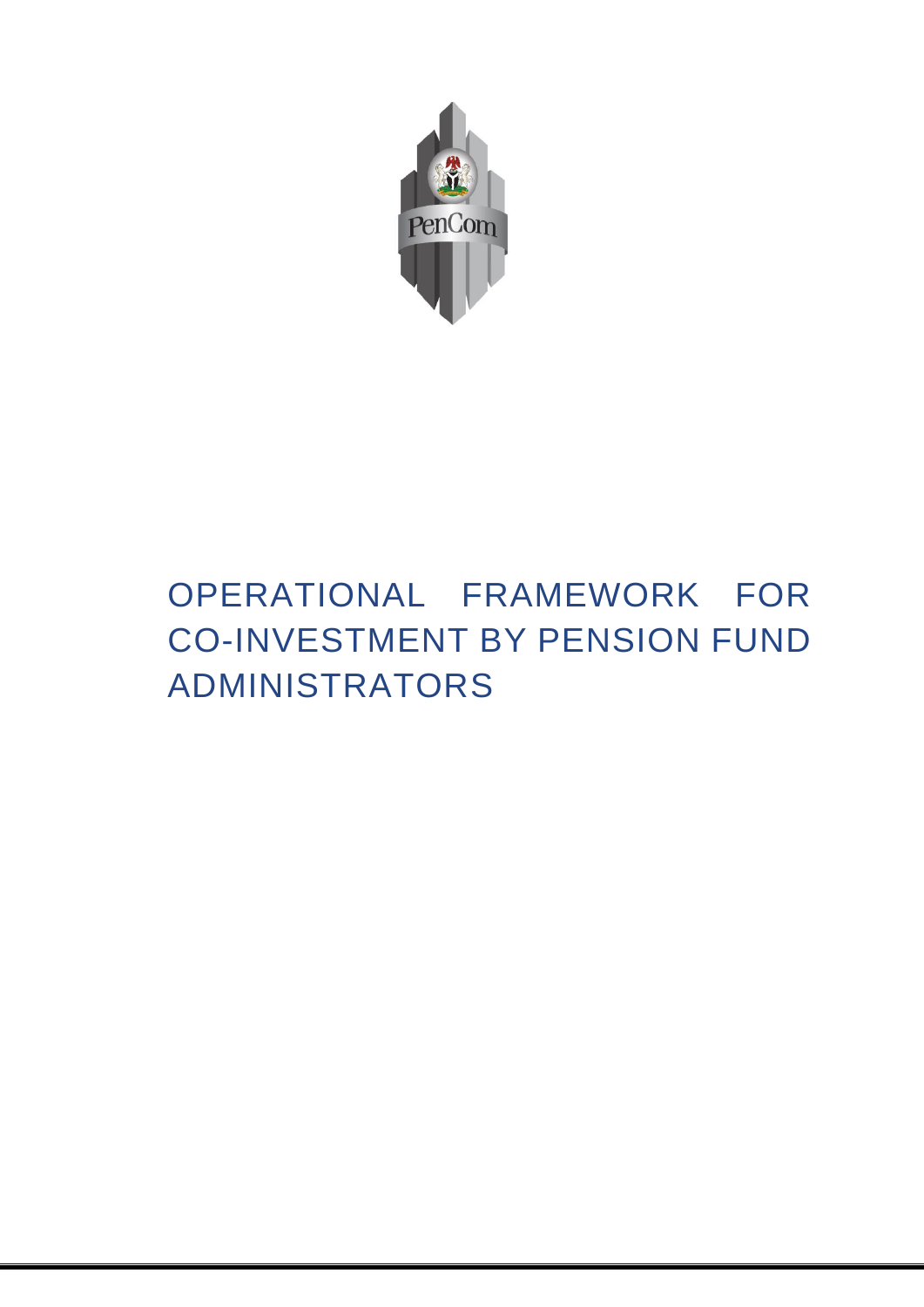# OPERATIONAL FRAMEWORK FOR CO-INVESTMENT BY PENSION FUND ADMINISTRATORS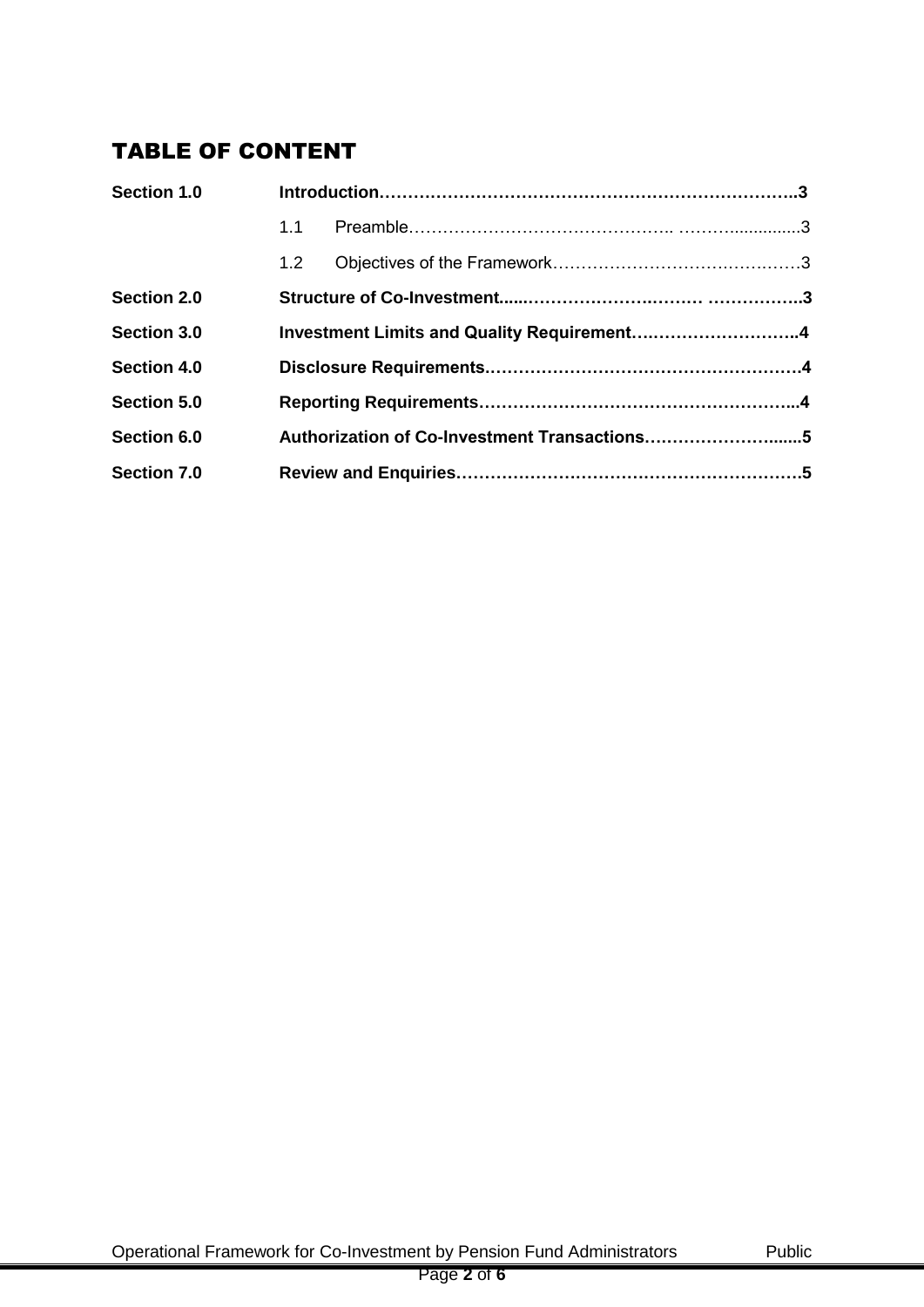# TABLE OF CONTENT

| | | |
|---|---|---|
| **Section 1.0** | **Introduction** | **3** |
| | 1.1 Preamble | 3 |
| | 1.2 Objectives of the Framework | 3 |
| **Section 2.0** | **Structure of Co-Investment** | **3** |
| **Section 3.0** | **Investment Limits and Quality Requirement** | **4** |
| **Section 4.0** | **Disclosure Requirements** | **4** |
| **Section 5.0** | **Reporting Requirements** | **4** |
| **Section 6.0** | **Authorization of Co-Investment Transactions** | **5** |
| **Section 7.0** | **Review and Enquiries** | **5** |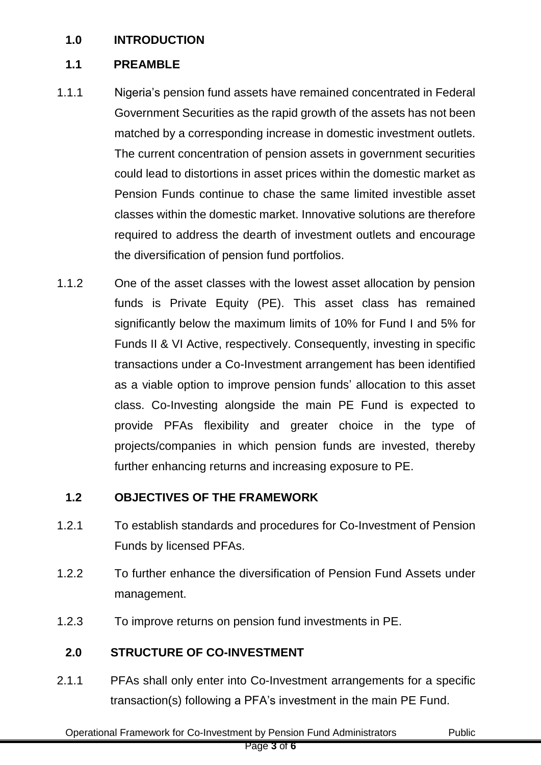## 1.0 INTRODUCTION

### 1.1 PREAMBLE

1.1.1 Nigeria's pension fund assets have remained concentrated in Federal Government Securities as the rapid growth of the assets has not been matched by a corresponding increase in domestic investment outlets. The current concentration of pension assets in government securities could lead to distortions in asset prices within the domestic market as Pension Funds continue to chase the same limited investible asset classes within the domestic market. Innovative solutions are therefore required to address the dearth of investment outlets and encourage the diversification of pension fund portfolios.

1.1.2 One of the asset classes with the lowest asset allocation by pension funds is Private Equity (PE). This asset class has remained significantly below the maximum limits of 10% for Fund I and 5% for Funds II & VI Active, respectively. Consequently, investing in specific transactions under a Co-Investment arrangement has been identified as a viable option to improve pension funds' allocation to this asset class. Co-Investing alongside the main PE Fund is expected to provide PFAs flexibility and greater choice in the type of projects/companies in which pension funds are invested, thereby further enhancing returns and increasing exposure to PE.

### 1.2 OBJECTIVES OF THE FRAMEWORK

1.2.1 To establish standards and procedures for Co-Investment of Pension Funds by licensed PFAs.

1.2.2 To further enhance the diversification of Pension Fund Assets under management.

1.2.3 To improve returns on pension fund investments in PE.

## 2.0 STRUCTURE OF CO-INVESTMENT

2.1.1 PFAs shall only enter into Co-Investment arrangements for a specific transaction(s) following a PFA's investment in the main PE Fund.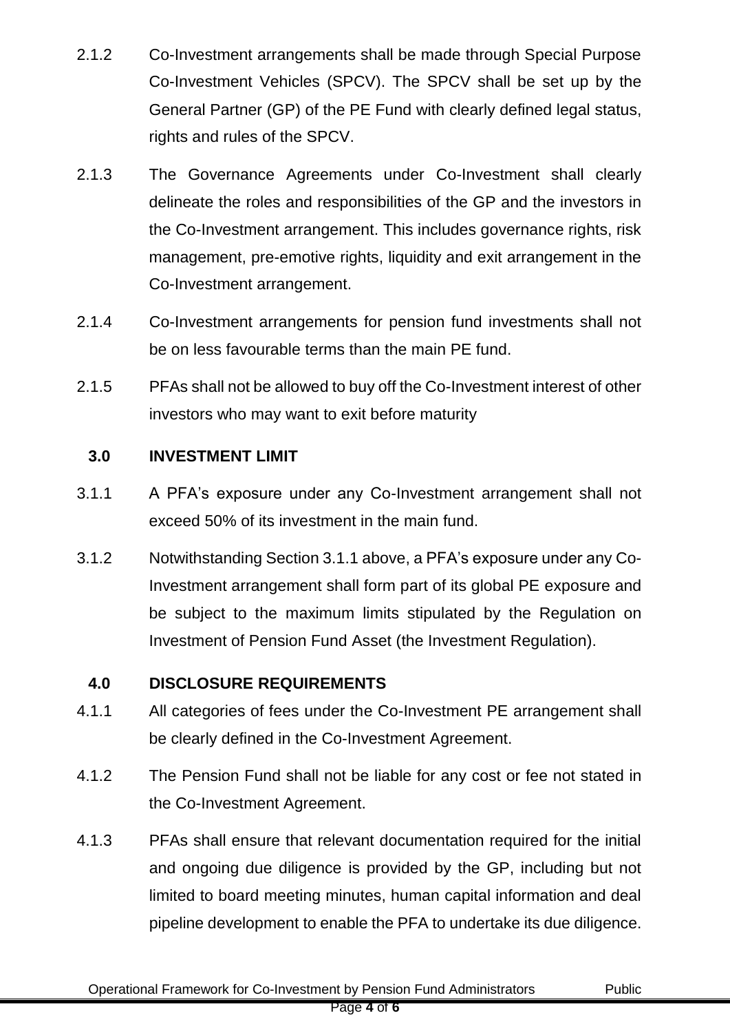2.1.2 Co-Investment arrangements shall be made through Special Purpose Co-Investment Vehicles (SPCV). The SPCV shall be set up by the General Partner (GP) of the PE Fund with clearly defined legal status, rights and rules of the SPCV.

2.1.3 The Governance Agreements under Co-Investment shall clearly delineate the roles and responsibilities of the GP and the investors in the Co-Investment arrangement. This includes governance rights, risk management, pre-emotive rights, liquidity and exit arrangement in the Co-Investment arrangement.

2.1.4 Co-Investment arrangements for pension fund investments shall not be on less favourable terms than the main PE fund.

2.1.5 PFAs shall not be allowed to buy off the Co-Investment interest of other investors who may want to exit before maturity

## 3.0 INVESTMENT LIMIT

3.1.1 A PFA's exposure under any Co-Investment arrangement shall not exceed 50% of its investment in the main fund.

3.1.2 Notwithstanding Section 3.1.1 above, a PFA's exposure under any Co-Investment arrangement shall form part of its global PE exposure and be subject to the maximum limits stipulated by the Regulation on Investment of Pension Fund Asset (the Investment Regulation).

## 4.0 DISCLOSURE REQUIREMENTS

4.1.1 All categories of fees under the Co-Investment PE arrangement shall be clearly defined in the Co-Investment Agreement.

4.1.2 The Pension Fund shall not be liable for any cost or fee not stated in the Co-Investment Agreement.

4.1.3 PFAs shall ensure that relevant documentation required for the initial and ongoing due diligence is provided by the GP, including but not limited to board meeting minutes, human capital information and deal pipeline development to enable the PFA to undertake its due diligence.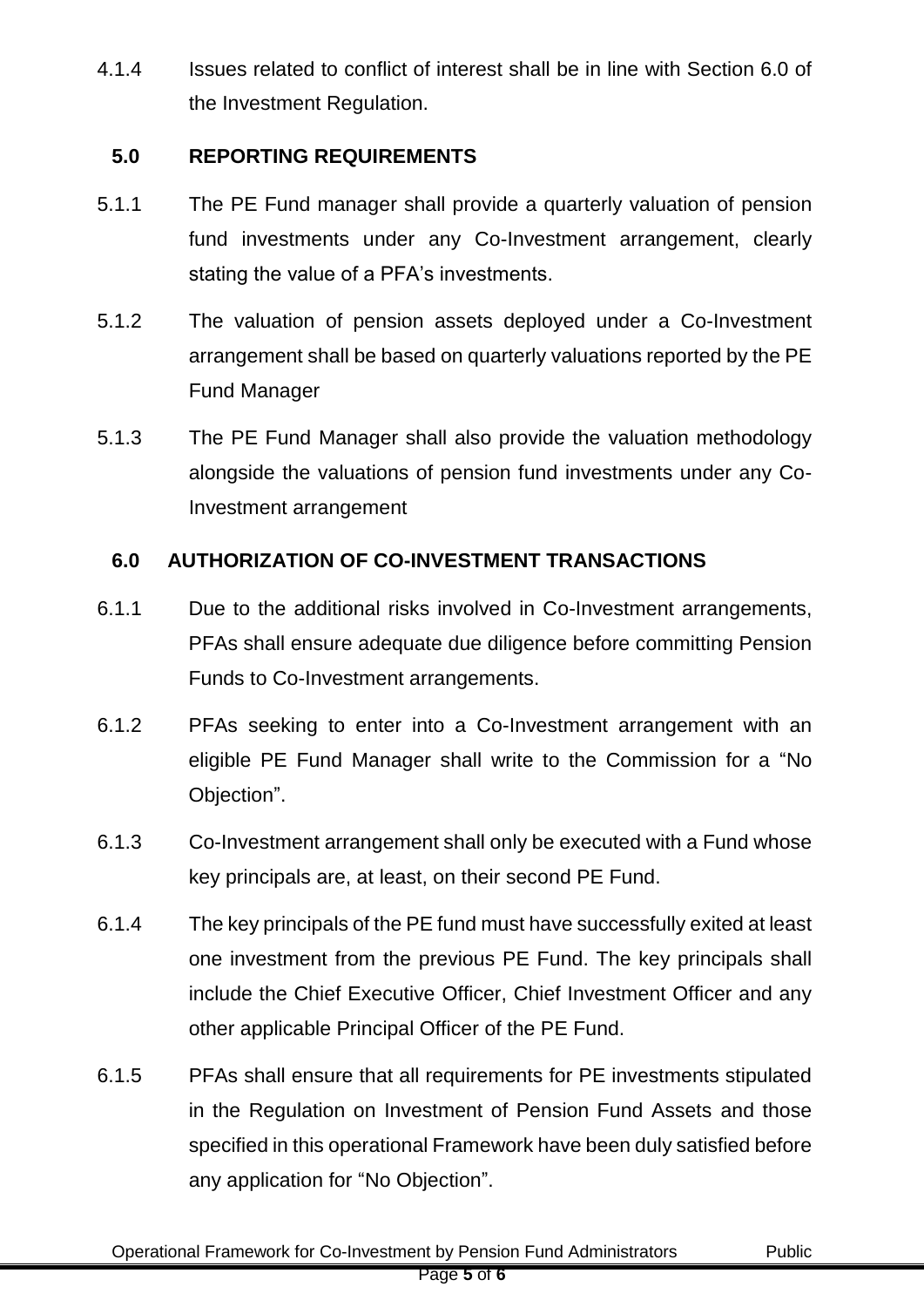4.1.4 Issues related to conflict of interest shall be in line with Section 6.0 of the Investment Regulation.

## 5.0 REPORTING REQUIREMENTS

5.1.1 The PE Fund manager shall provide a quarterly valuation of pension fund investments under any Co-Investment arrangement, clearly stating the value of a PFA's investments.

5.1.2 The valuation of pension assets deployed under a Co-Investment arrangement shall be based on quarterly valuations reported by the PE Fund Manager

5.1.3 The PE Fund Manager shall also provide the valuation methodology alongside the valuations of pension fund investments under any Co-Investment arrangement

## 6.0 AUTHORIZATION OF CO-INVESTMENT TRANSACTIONS

6.1.1 Due to the additional risks involved in Co-Investment arrangements, PFAs shall ensure adequate due diligence before committing Pension Funds to Co-Investment arrangements.

6.1.2 PFAs seeking to enter into a Co-Investment arrangement with an eligible PE Fund Manager shall write to the Commission for a "No Objection".

6.1.3 Co-Investment arrangement shall only be executed with a Fund whose key principals are, at least, on their second PE Fund.

6.1.4 The key principals of the PE fund must have successfully exited at least one investment from the previous PE Fund. The key principals shall include the Chief Executive Officer, Chief Investment Officer and any other applicable Principal Officer of the PE Fund.

6.1.5 PFAs shall ensure that all requirements for PE investments stipulated in the Regulation on Investment of Pension Fund Assets and those specified in this operational Framework have been duly satisfied before any application for "No Objection".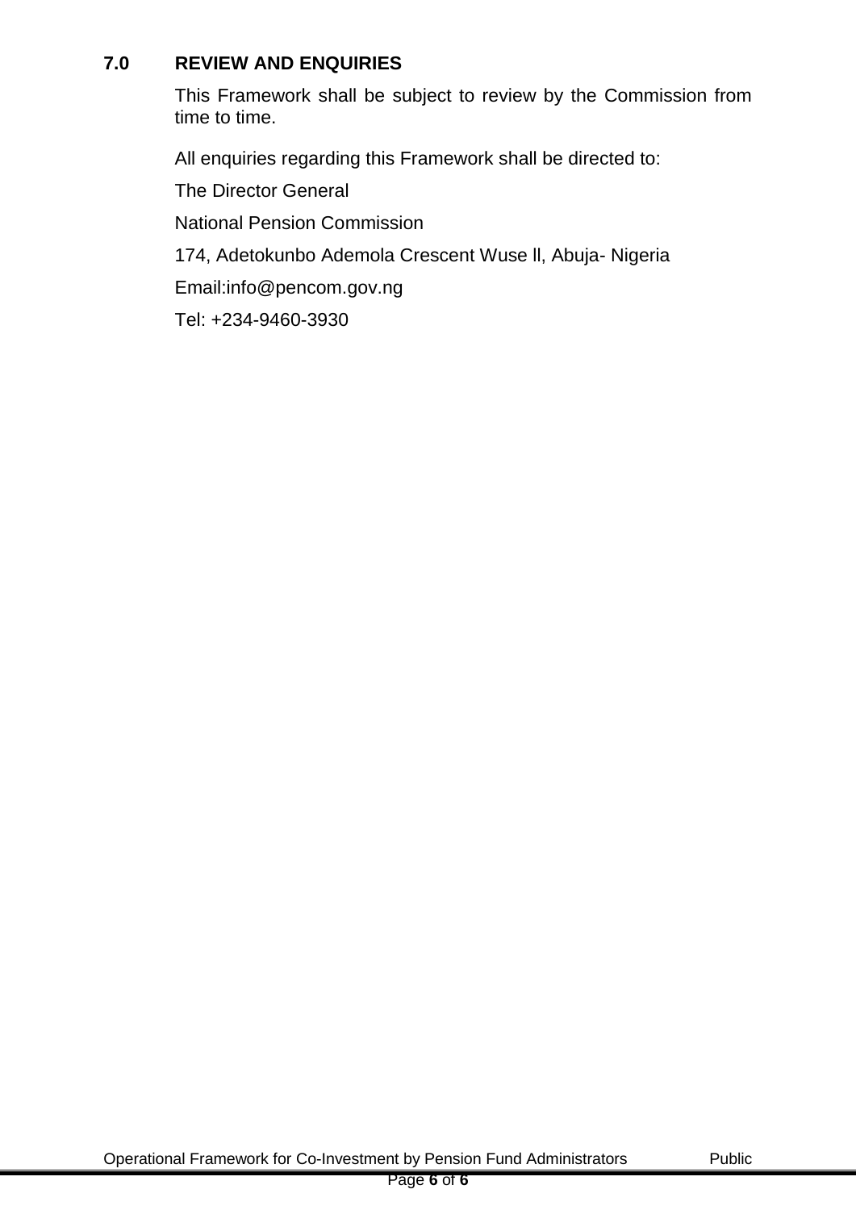## 7.0 REVIEW AND ENQUIRIES

This Framework shall be subject to review by the Commission from time to time.

All enquiries regarding this Framework shall be directed to:

The Director General

National Pension Commission

174, Adetokunbo Ademola Crescent Wuse ll, Abuja- Nigeria

Email:info@pencom.gov.ng

Tel: +234-9460-3930